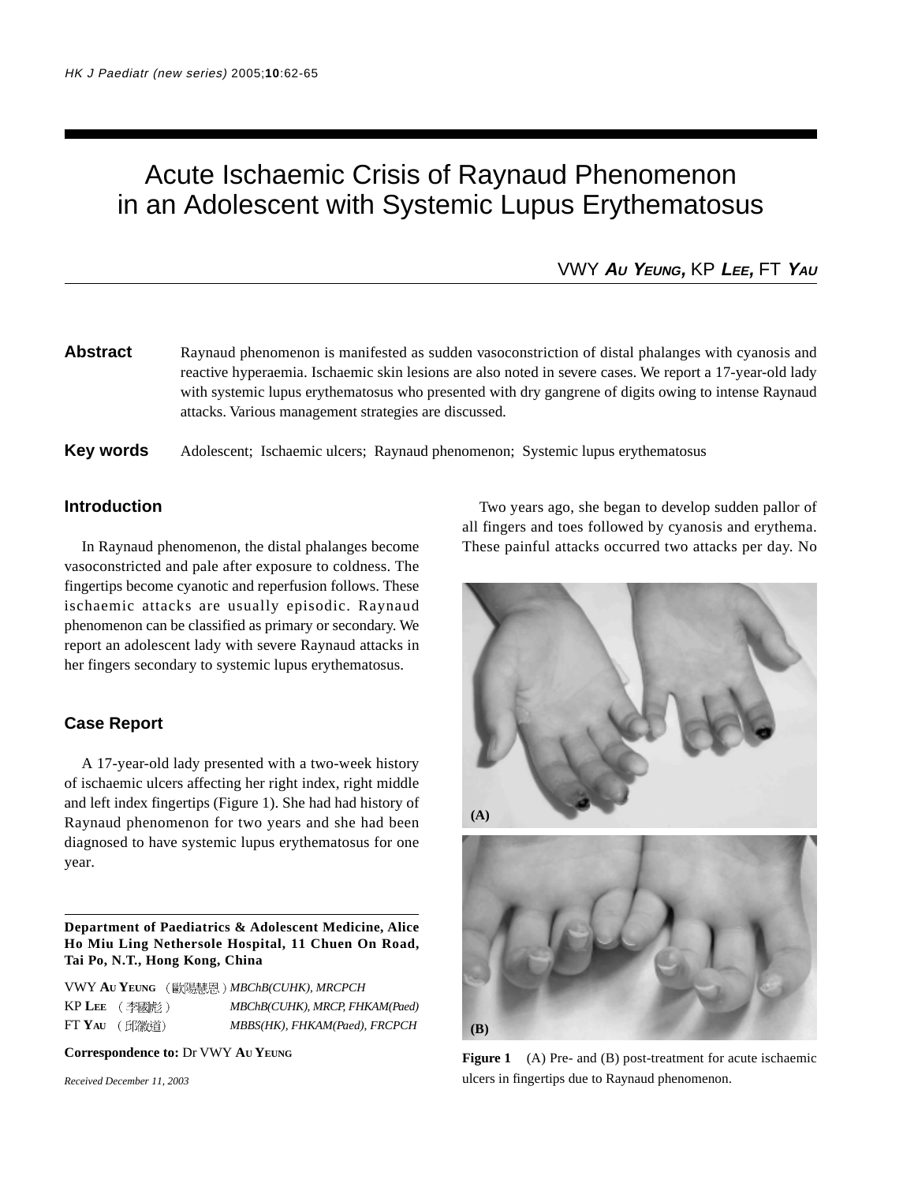# Acute Ischaemic Crisis of Raynaud Phenomenon in an Adolescent with Systemic Lupus Erythematosus

VWY **Au Yeung**, KP **Lee**, FT **Yau**

**Abstract** Raynaud phenomenon is manifested as sudden vasoconstriction of distal phalanges with cyanosis and reactive hyperaemia. Ischaemic skin lesions are also noted in severe cases. We report a 17-year-old lady with systemic lupus erythematosus who presented with dry gangrene of digits owing to intense Raynaud attacks. Various management strategies are discussed.

**Key words** Adolescent; Ischaemic ulcers; Raynaud phenomenon; Systemic lupus erythematosus

## Introduction

In Raynaud phenomenon, the distal phalanges become vasoconstricted and pale after exposure to coldness. The fingertips become cyanotic and reperfusion follows. These ischaemic attacks are usually episodic. Raynaud phenomenon can be classified as primary or secondary. We report an adolescent lady with severe Raynaud attacks in her fingers secondary to systemic lupus erythematosus.

## Case Report

A 17-year-old lady presented with a two-week history of ischaemic ulcers affecting her right index, right middle and left index fingertips (Figure 1). She had had history of Raynaud phenomenon for two years and she had been diagnosed to have systemic lupus erythematosus for one year.

Two years ago, she began to develop sudden pallor of all fingers and toes followed by cyanosis and erythema. These painful attacks occurred two attacks per day. No

**Figure 1** (A) Pre- and (B) post-treatment for acute ischaemic ulcers in fingertips due to Raynaud phenomenon.

---

**Department of Paediatrics & Adolescent Medicine, Alice Ho Miu Ling Nethersole Hospital, 11 Chuen On Road, Tai Po, N.T., Hong Kong, China**

VWY **Au Yeung** (歐陽慧恩) *MBChB(CUHK), MRCPCH*
KP **Lee** (李國彪) *MBChB(CUHK), MRCP, FHKAM(Paed)*
FT **Yau** (邱徽道) *MBBS(HK), FHKAM(Paed), FRCPCH*

**Correspondence to:** Dr VWY **Au Yeung**

*Received December 11, 2003*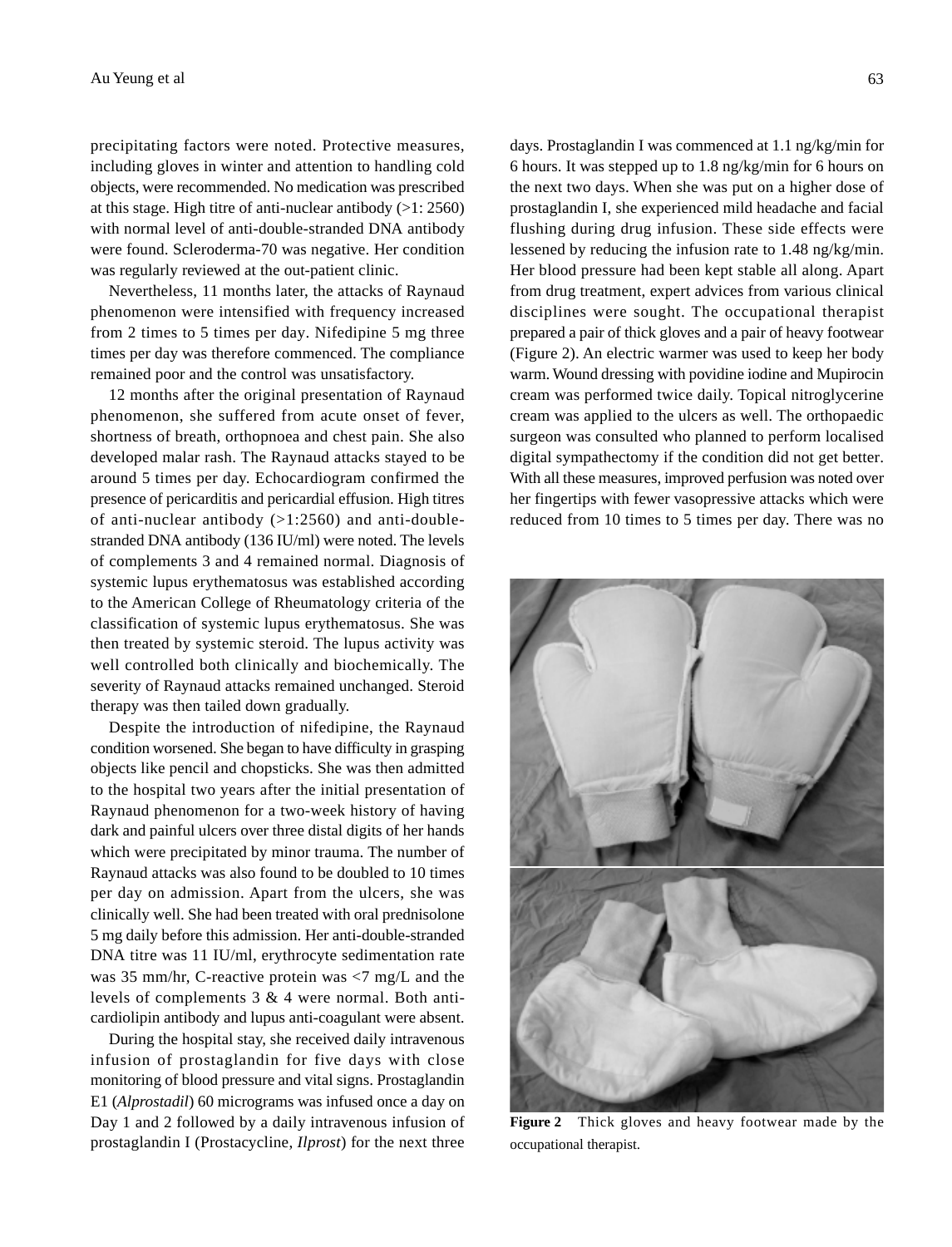precipitating factors were noted. Protective measures, including gloves in winter and attention to handling cold objects, were recommended. No medication was prescribed at this stage. High titre of anti-nuclear antibody (>1: 2560) with normal level of anti-double-stranded DNA antibody were found. Scleroderma-70 was negative. Her condition was regularly reviewed at the out-patient clinic.

Nevertheless, 11 months later, the attacks of Raynaud phenomenon were intensified with frequency increased from 2 times to 5 times per day. Nifedipine 5 mg three times per day was therefore commenced. The compliance remained poor and the control was unsatisfactory.

12 months after the original presentation of Raynaud phenomenon, she suffered from acute onset of fever, shortness of breath, orthopnoea and chest pain. She also developed malar rash. The Raynaud attacks stayed to be around 5 times per day. Echocardiogram confirmed the presence of pericarditis and pericardial effusion. High titres of anti-nuclear antibody (>1:2560) and anti-double-stranded DNA antibody (136 IU/ml) were noted. The levels of complements 3 and 4 remained normal. Diagnosis of systemic lupus erythematosus was established according to the American College of Rheumatology criteria of the classification of systemic lupus erythematosus. She was then treated by systemic steroid. The lupus activity was well controlled both clinically and biochemically. The severity of Raynaud attacks remained unchanged. Steroid therapy was then tailed down gradually.

Despite the introduction of nifedipine, the Raynaud condition worsened. She began to have difficulty in grasping objects like pencil and chopsticks. She was then admitted to the hospital two years after the initial presentation of Raynaud phenomenon for a two-week history of having dark and painful ulcers over three distal digits of her hands which were precipitated by minor trauma. The number of Raynaud attacks was also found to be doubled to 10 times per day on admission. Apart from the ulcers, she was clinically well. She had been treated with oral prednisolone 5 mg daily before this admission. Her anti-double-stranded DNA titre was 11 IU/ml, erythrocyte sedimentation rate was 35 mm/hr, C-reactive protein was <7 mg/L and the levels of complements 3 & 4 were normal. Both anti-cardiolipin antibody and lupus anti-coagulant were absent.

During the hospital stay, she received daily intravenous infusion of prostaglandin for five days with close monitoring of blood pressure and vital signs. Prostaglandin E1 (*Alprostadil*) 60 micrograms was infused once a day on Day 1 and 2 followed by a daily intravenous infusion of prostaglandin I (Prostacycline, *Ilprost*) for the next three days. Prostaglandin I was commenced at 1.1 ng/kg/min for 6 hours. It was stepped up to 1.8 ng/kg/min for 6 hours on the next two days. When she was put on a higher dose of prostaglandin I, she experienced mild headache and facial flushing during drug infusion. These side effects were lessened by reducing the infusion rate to 1.48 ng/kg/min. Her blood pressure had been kept stable all along. Apart from drug treatment, expert advices from various clinical disciplines were sought. The occupational therapist prepared a pair of thick gloves and a pair of heavy footwear (Figure 2). An electric warmer was used to keep her body warm. Wound dressing with povidine iodine and Mupirocin cream was performed twice daily. Topical nitroglycerine cream was applied to the ulcers as well. The orthopaedic surgeon was consulted who planned to perform localised digital sympathectomy if the condition did not get better. With all these measures, improved perfusion was noted over her fingertips with fewer vasopressive attacks which were reduced from 10 times to 5 times per day. There was no

**Figure 2** Thick gloves and heavy footwear made by the occupational therapist.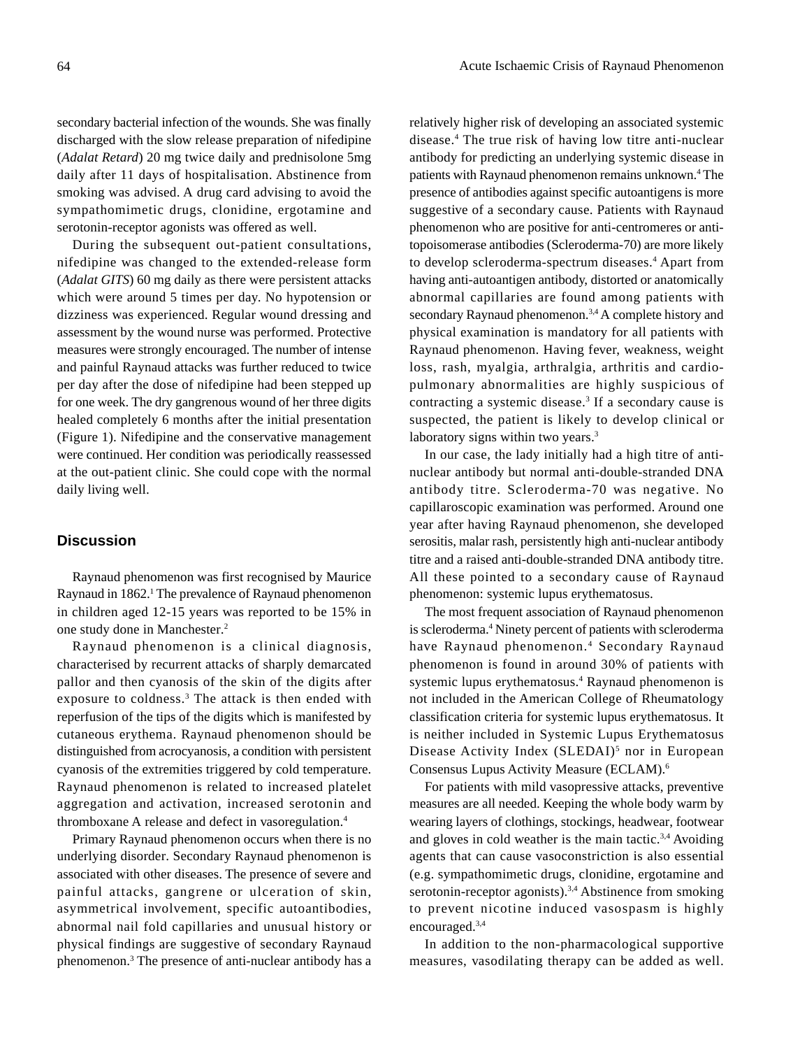secondary bacterial infection of the wounds. She was finally discharged with the slow release preparation of nifedipine (*Adalat Retard*) 20 mg twice daily and prednisolone 5mg daily after 11 days of hospitalisation. Abstinence from smoking was advised. A drug card advising to avoid the sympathomimetic drugs, clonidine, ergotamine and serotonin-receptor agonists was offered as well.

During the subsequent out-patient consultations, nifedipine was changed to the extended-release form (*Adalat GITS*) 60 mg daily as there were persistent attacks which were around 5 times per day. No hypotension or dizziness was experienced. Regular wound dressing and assessment by the wound nurse was performed. Protective measures were strongly encouraged. The number of intense and painful Raynaud attacks was further reduced to twice per day after the dose of nifedipine had been stepped up for one week. The dry gangrenous wound of her three digits healed completely 6 months after the initial presentation (Figure 1). Nifedipine and the conservative management were continued. Her condition was periodically reassessed at the out-patient clinic. She could cope with the normal daily living well.

## Discussion

Raynaud phenomenon was first recognised by Maurice Raynaud in 1862.[1] The prevalence of Raynaud phenomenon in children aged 12-15 years was reported to be 15% in one study done in Manchester.[2]

Raynaud phenomenon is a clinical diagnosis, characterised by recurrent attacks of sharply demarcated pallor and then cyanosis of the skin of the digits after exposure to coldness.[3] The attack is then ended with reperfusion of the tips of the digits which is manifested by cutaneous erythema. Raynaud phenomenon should be distinguished from acrocyanosis, a condition with persistent cyanosis of the extremities triggered by cold temperature. Raynaud phenomenon is related to increased platelet aggregation and activation, increased serotonin and thromboxane A release and defect in vasoregulation.[4]

Primary Raynaud phenomenon occurs when there is no underlying disorder. Secondary Raynaud phenomenon is associated with other diseases. The presence of severe and painful attacks, gangrene or ulceration of skin, asymmetrical involvement, specific autoantibodies, abnormal nail fold capillaries and unusual history or physical findings are suggestive of secondary Raynaud phenomenon.[3] The presence of anti-nuclear antibody has a relatively higher risk of developing an associated systemic disease.[4] The true risk of having low titre anti-nuclear antibody for predicting an underlying systemic disease in patients with Raynaud phenomenon remains unknown.[4] The presence of antibodies against specific autoantigens is more suggestive of a secondary cause. Patients with Raynaud phenomenon who are positive for anti-centromeres or anti-topoisomerase antibodies (Scleroderma-70) are more likely to develop scleroderma-spectrum diseases.[4] Apart from having anti-autoantigen antibody, distorted or anatomically abnormal capillaries are found among patients with secondary Raynaud phenomenon.[3,4] A complete history and physical examination is mandatory for all patients with Raynaud phenomenon. Having fever, weakness, weight loss, rash, myalgia, arthralgia, arthritis and cardio-pulmonary abnormalities are highly suspicious of contracting a systemic disease.[3] If a secondary cause is suspected, the patient is likely to develop clinical or laboratory signs within two years.[3]

In our case, the lady initially had a high titre of anti-nuclear antibody but normal anti-double-stranded DNA antibody titre. Scleroderma-70 was negative. No capillaroscopic examination was performed. Around one year after having Raynaud phenomenon, she developed serositis, malar rash, persistently high anti-nuclear antibody titre and a raised anti-double-stranded DNA antibody titre. All these pointed to a secondary cause of Raynaud phenomenon: systemic lupus erythematosus.

The most frequent association of Raynaud phenomenon is scleroderma.[4] Ninety percent of patients with scleroderma have Raynaud phenomenon.[4] Secondary Raynaud phenomenon is found in around 30% of patients with systemic lupus erythematosus.[4] Raynaud phenomenon is not included in the American College of Rheumatology classification criteria for systemic lupus erythematosus. It is neither included in Systemic Lupus Erythematosus Disease Activity Index (SLEDAI)[5] nor in European Consensus Lupus Activity Measure (ECLAM).[6]

For patients with mild vasopressive attacks, preventive measures are all needed. Keeping the whole body warm by wearing layers of clothings, stockings, headwear, footwear and gloves in cold weather is the main tactic.[3,4] Avoiding agents that can cause vasoconstriction is also essential (e.g. sympathomimetic drugs, clonidine, ergotamine and serotonin-receptor agonists).[3,4] Abstinence from smoking to prevent nicotine induced vasospasm is highly encouraged.[3,4]

In addition to the non-pharmacological supportive measures, vasodilating therapy can be added as well.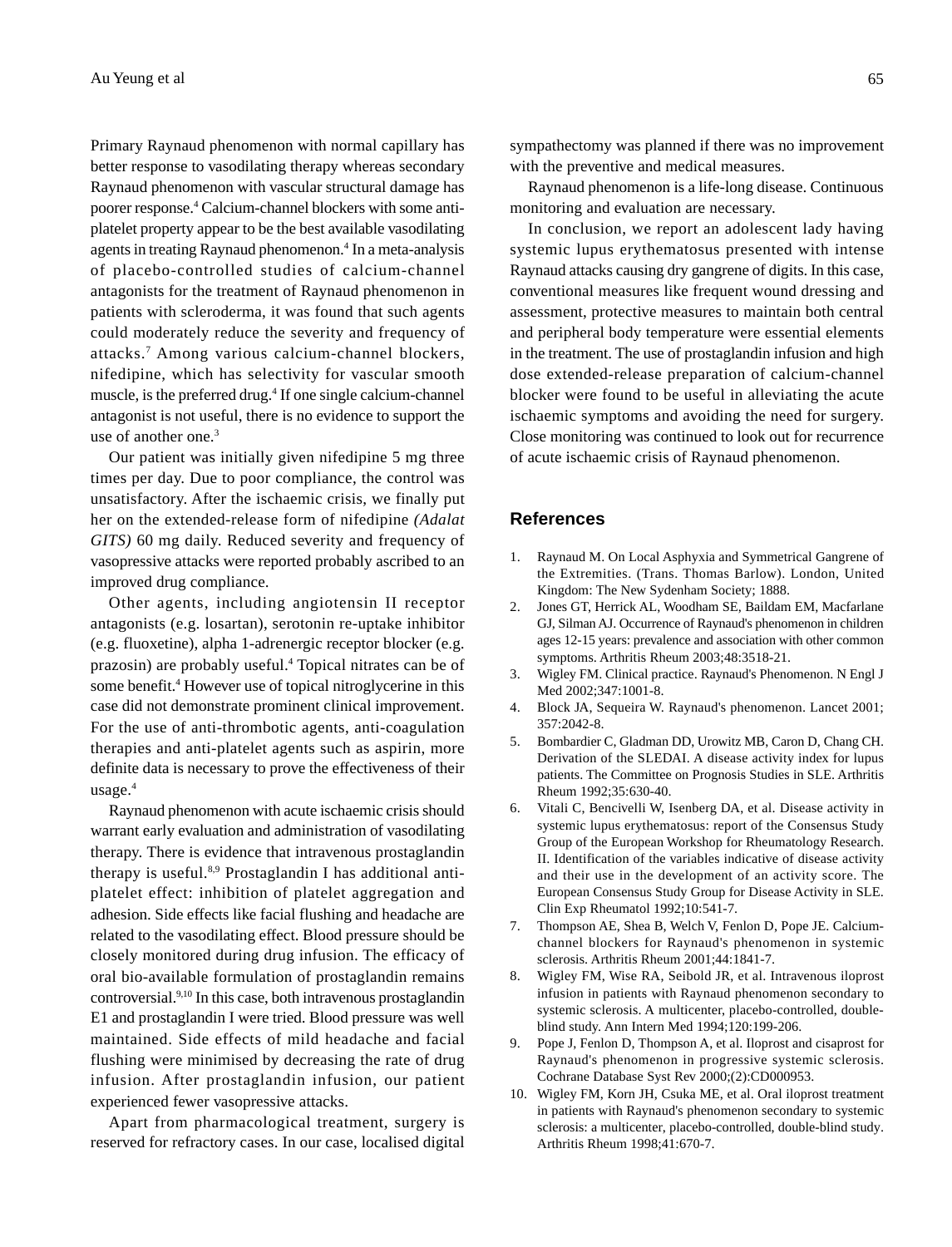Primary Raynaud phenomenon with normal capillary has better response to vasodilating therapy whereas secondary Raynaud phenomenon with vascular structural damage has poorer response.[4] Calcium-channel blockers with some anti-platelet property appear to be the best available vasodilating agents in treating Raynaud phenomenon.[4] In a meta-analysis of placebo-controlled studies of calcium-channel antagonists for the treatment of Raynaud phenomenon in patients with scleroderma, it was found that such agents could moderately reduce the severity and frequency of attacks.[7] Among various calcium-channel blockers, nifedipine, which has selectivity for vascular smooth muscle, is the preferred drug.[4] If one single calcium-channel antagonist is not useful, there is no evidence to support the use of another one.[3]

Our patient was initially given nifedipine 5 mg three times per day. Due to poor compliance, the control was unsatisfactory. After the ischaemic crisis, we finally put her on the extended-release form of nifedipine *(Adalat GITS)* 60 mg daily. Reduced severity and frequency of vasopressive attacks were reported probably ascribed to an improved drug compliance.

Other agents, including angiotensin II receptor antagonists (e.g. losartan), serotonin re-uptake inhibitor (e.g. fluoxetine), alpha 1-adrenergic receptor blocker (e.g. prazosin) are probably useful.[4] Topical nitrates can be of some benefit.[4] However use of topical nitroglycerine in this case did not demonstrate prominent clinical improvement. For the use of anti-thrombotic agents, anti-coagulation therapies and anti-platelet agents such as aspirin, more definite data is necessary to prove the effectiveness of their usage.[4]

Raynaud phenomenon with acute ischaemic crisis should warrant early evaluation and administration of vasodilating therapy. There is evidence that intravenous prostaglandin therapy is useful.[8,9] Prostaglandin I has additional anti-platelet effect: inhibition of platelet aggregation and adhesion. Side effects like facial flushing and headache are related to the vasodilating effect. Blood pressure should be closely monitored during drug infusion. The efficacy of oral bio-available formulation of prostaglandin remains controversial.[9,10] In this case, both intravenous prostaglandin E1 and prostaglandin I were tried. Blood pressure was well maintained. Side effects of mild headache and facial flushing were minimised by decreasing the rate of drug infusion. After prostaglandin infusion, our patient experienced fewer vasopressive attacks.

Apart from pharmacological treatment, surgery is reserved for refractory cases. In our case, localised digital sympathectomy was planned if there was no improvement with the preventive and medical measures.

Raynaud phenomenon is a life-long disease. Continuous monitoring and evaluation are necessary.

In conclusion, we report an adolescent lady having systemic lupus erythematosus presented with intense Raynaud attacks causing dry gangrene of digits. In this case, conventional measures like frequent wound dressing and assessment, protective measures to maintain both central and peripheral body temperature were essential elements in the treatment. The use of prostaglandin infusion and high dose extended-release preparation of calcium-channel blocker were found to be useful in alleviating the acute ischaemic symptoms and avoiding the need for surgery. Close monitoring was continued to look out for recurrence of acute ischaemic crisis of Raynaud phenomenon.

## References

1. Raynaud M. On Local Asphyxia and Symmetrical Gangrene of the Extremities. (Trans. Thomas Barlow). London, United Kingdom: The New Sydenham Society; 1888.
2. Jones GT, Herrick AL, Woodham SE, Baildam EM, Macfarlane GJ, Silman AJ. Occurrence of Raynaud's phenomenon in children ages 12-15 years: prevalence and association with other common symptoms. Arthritis Rheum 2003;48:3518-21.
3. Wigley FM. Clinical practice. Raynaud's Phenomenon. N Engl J Med 2002;347:1001-8.
4. Block JA, Sequeira W. Raynaud's phenomenon. Lancet 2001; 357:2042-8.
5. Bombardier C, Gladman DD, Urowitz MB, Caron D, Chang CH. Derivation of the SLEDAI. A disease activity index for lupus patients. The Committee on Prognosis Studies in SLE. Arthritis Rheum 1992;35:630-40.
6. Vitali C, Bencivelli W, Isenberg DA, et al. Disease activity in systemic lupus erythematosus: report of the Consensus Study Group of the European Workshop for Rheumatology Research. II. Identification of the variables indicative of disease activity and their use in the development of an activity score. The European Consensus Study Group for Disease Activity in SLE. Clin Exp Rheumatol 1992;10:541-7.
7. Thompson AE, Shea B, Welch V, Fenlon D, Pope JE. Calcium-channel blockers for Raynaud's phenomenon in systemic sclerosis. Arthritis Rheum 2001;44:1841-7.
8. Wigley FM, Wise RA, Seibold JR, et al. Intravenous iloprost infusion in patients with Raynaud phenomenon secondary to systemic sclerosis. A multicenter, placebo-controlled, double-blind study. Ann Intern Med 1994;120:199-206.
9. Pope J, Fenlon D, Thompson A, et al. Iloprost and cisaprost for Raynaud's phenomenon in progressive systemic sclerosis. Cochrane Database Syst Rev 2000;(2):CD000953.
10. Wigley FM, Korn JH, Csuka ME, et al. Oral iloprost treatment in patients with Raynaud's phenomenon secondary to systemic sclerosis: a multicenter, placebo-controlled, double-blind study. Arthritis Rheum 1998;41:670-7.